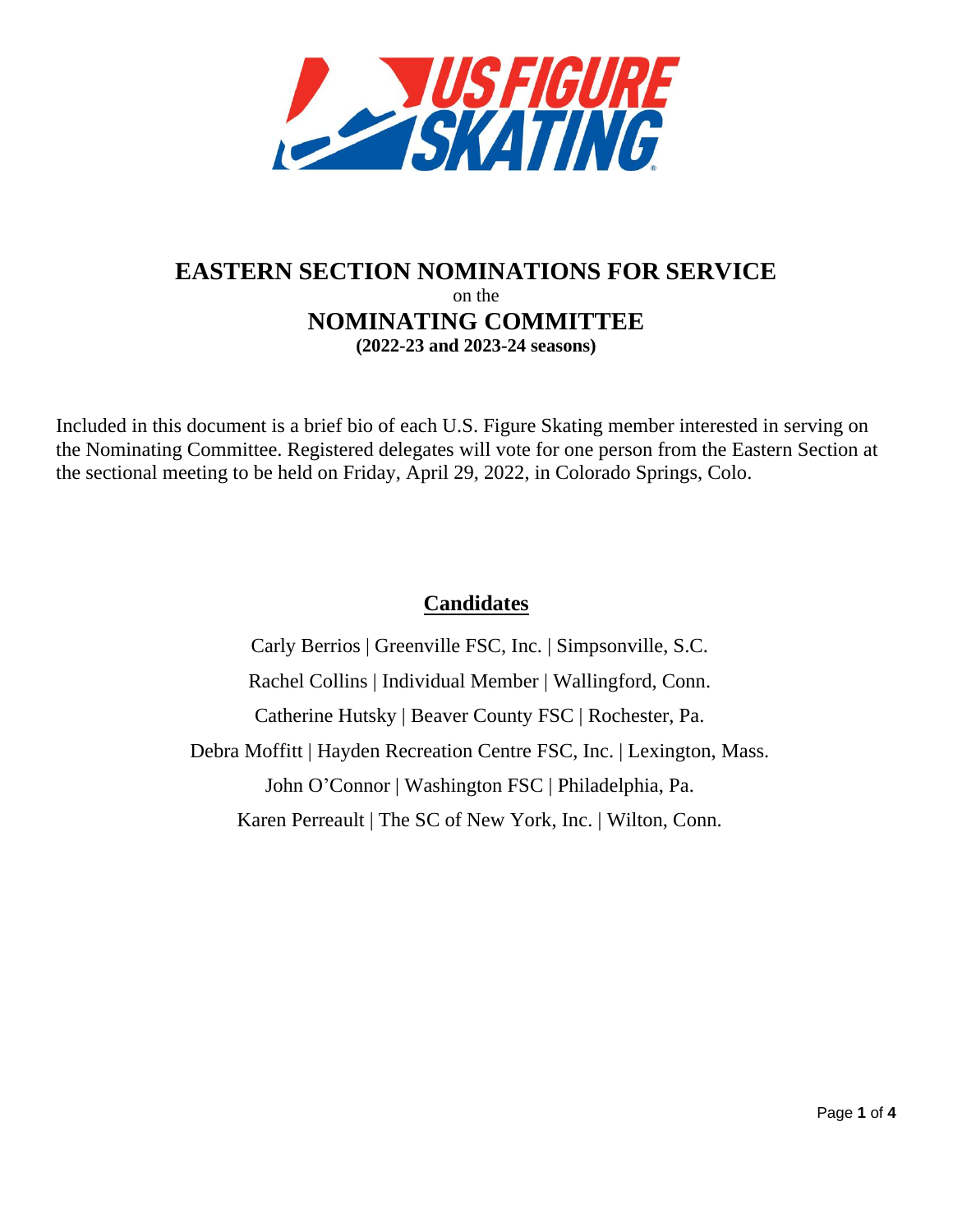# EASTERN SECTION NOMINATIONS FOR SERVICE

on the

# NOMINATING COMMITTEE

**(2022-23 and 2023-24 seasons)**

Included in this document is a brief bio of each U.S. Figure Skating member interested in serving on the Nominating Committee. Registered delegates will vote for one person from the Eastern Section at the sectional meeting to be held on Friday, April 29, 2022, in Colorado Springs, Colo.

## Candidates

Carly Berrios | Greenville FSC, Inc. | Simpsonville, S.C.

Rachel Collins | Individual Member | Wallingford, Conn.

Catherine Hutsky | Beaver County FSC | Rochester, Pa.

Debra Moffitt | Hayden Recreation Centre FSC, Inc. | Lexington, Mass.

John O'Connor | Washington FSC | Philadelphia, Pa.

Karen Perreault | The SC of New York, Inc. | Wilton, Conn.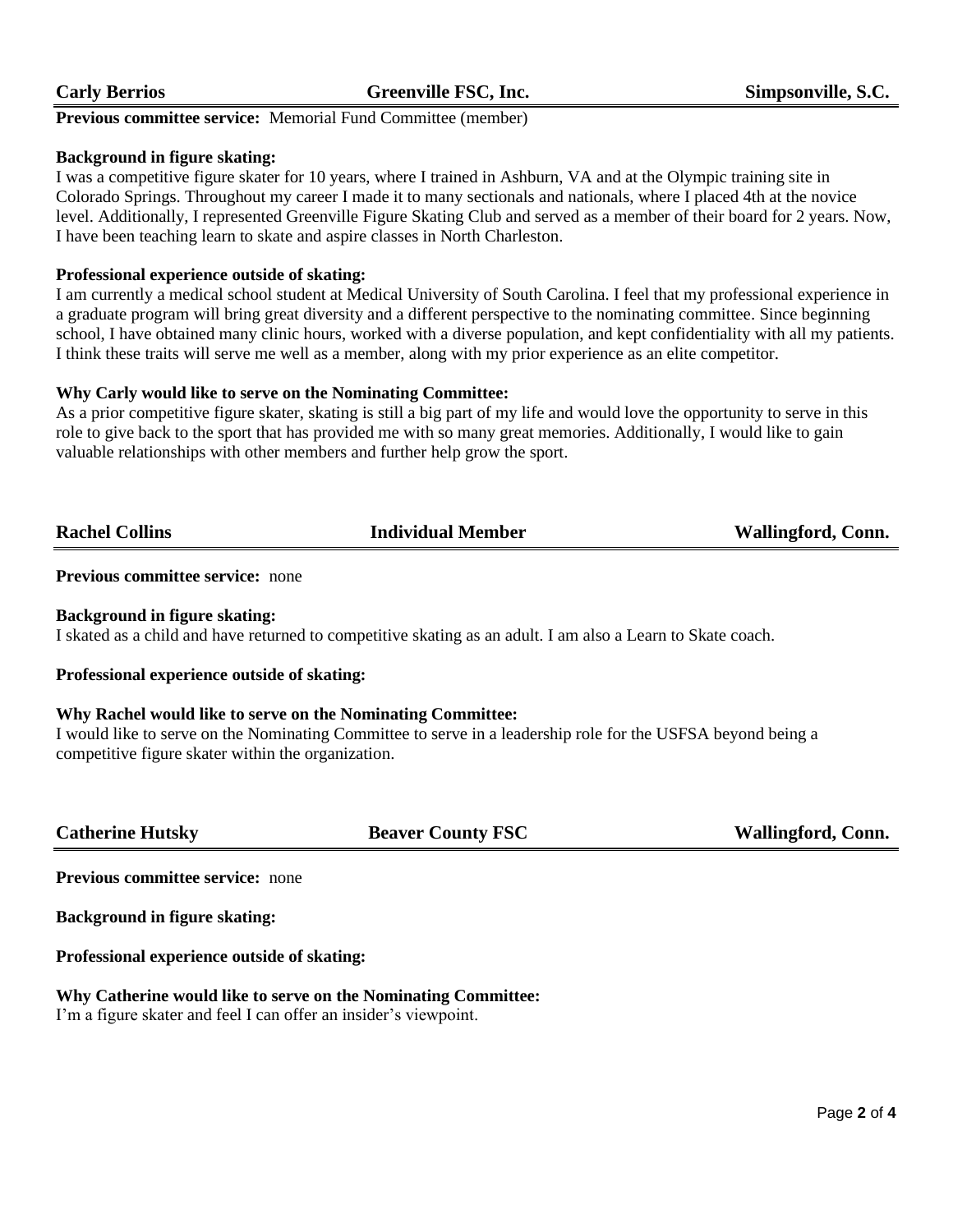**Carly Berrios** | **Greenville FSC, Inc.** | **Simpsonville, S.C.**

**Previous committee service:** Memorial Fund Committee (member)

**Background in figure skating:**
I was a competitive figure skater for 10 years, where I trained in Ashburn, VA and at the Olympic training site in Colorado Springs. Throughout my career I made it to many sectionals and nationals, where I placed 4th at the novice level. Additionally, I represented Greenville Figure Skating Club and served as a member of their board for 2 years. Now, I have been teaching learn to skate and aspire classes in North Charleston.

**Professional experience outside of skating:**
I am currently a medical school student at Medical University of South Carolina. I feel that my professional experience in a graduate program will bring great diversity and a different perspective to the nominating committee. Since beginning school, I have obtained many clinic hours, worked with a diverse population, and kept confidentiality with all my patients. I think these traits will serve me well as a member, along with my prior experience as an elite competitor.

**Why Carly would like to serve on the Nominating Committee:**
As a prior competitive figure skater, skating is still a big part of my life and would love the opportunity to serve in this role to give back to the sport that has provided me with so many great memories. Additionally, I would like to gain valuable relationships with other members and further help grow the sport.

---

**Rachel Collins** | **Individual Member** | **Wallingford, Conn.**

**Previous committee service:** none

**Background in figure skating:**
I skated as a child and have returned to competitive skating as an adult. I am also a Learn to Skate coach.

**Professional experience outside of skating:**

**Why Rachel would like to serve on the Nominating Committee:**
I would like to serve on the Nominating Committee to serve in a leadership role for the USFSA beyond being a competitive figure skater within the organization.

---

**Catherine Hutsky** | **Beaver County FSC** | **Wallingford, Conn.**

**Previous committee service:** none

**Background in figure skating:**

**Professional experience outside of skating:**

**Why Catherine would like to serve on the Nominating Committee:**
I'm a figure skater and feel I can offer an insider's viewpoint.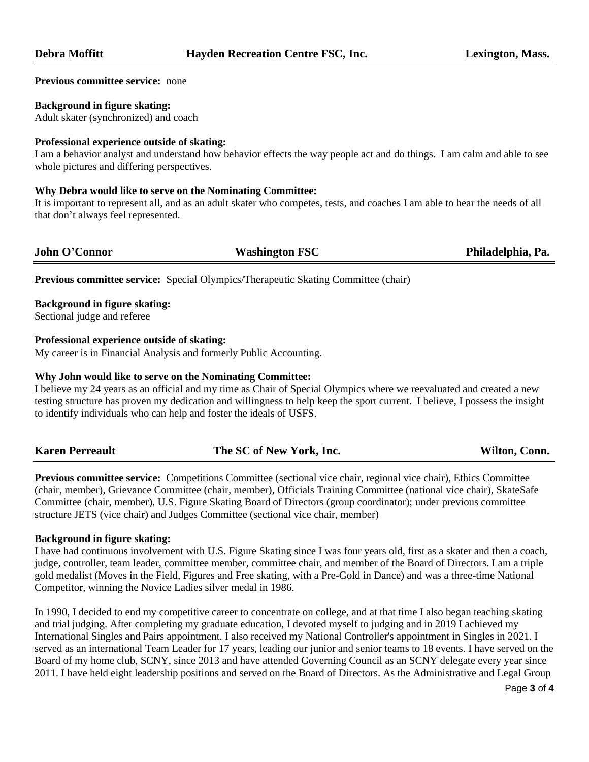| **Debra Moffitt** | **Hayden Recreation Centre FSC, Inc.** | **Lexington, Mass.** |
|---|---|---|

**Previous committee service:** none

**Background in figure skating:**
Adult skater (synchronized) and coach

**Professional experience outside of skating:**
I am a behavior analyst and understand how behavior effects the way people act and do things. I am calm and able to see whole pictures and differing perspectives.

**Why Debra would like to serve on the Nominating Committee:**
It is important to represent all, and as an adult skater who competes, tests, and coaches I am able to hear the needs of all that don't always feel represented.

| **John O'Connor** | **Washington FSC** | **Philadelphia, Pa.** |
|---|---|---|

**Previous committee service:** Special Olympics/Therapeutic Skating Committee (chair)

**Background in figure skating:**
Sectional judge and referee

**Professional experience outside of skating:**
My career is in Financial Analysis and formerly Public Accounting.

**Why John would like to serve on the Nominating Committee:**
I believe my 24 years as an official and my time as Chair of Special Olympics where we reevaluated and created a new testing structure has proven my dedication and willingness to help keep the sport current. I believe, I possess the insight to identify individuals who can help and foster the ideals of USFS.

| **Karen Perreault** | **The SC of New York, Inc.** | **Wilton, Conn.** |
|---|---|---|

**Previous committee service:** Competitions Committee (sectional vice chair, regional vice chair), Ethics Committee (chair, member), Grievance Committee (chair, member), Officials Training Committee (national vice chair), SkateSafe Committee (chair, member), U.S. Figure Skating Board of Directors (group coordinator); under previous committee structure JETS (vice chair) and Judges Committee (sectional vice chair, member)

**Background in figure skating:**
I have had continuous involvement with U.S. Figure Skating since I was four years old, first as a skater and then a coach, judge, controller, team leader, committee member, committee chair, and member of the Board of Directors. I am a triple gold medalist (Moves in the Field, Figures and Free skating, with a Pre-Gold in Dance) and was a three-time National Competitor, winning the Novice Ladies silver medal in 1986.

In 1990, I decided to end my competitive career to concentrate on college, and at that time I also began teaching skating and trial judging. After completing my graduate education, I devoted myself to judging and in 2019 I achieved my International Singles and Pairs appointment. I also received my National Controller's appointment in Singles in 2021. I served as an international Team Leader for 17 years, leading our junior and senior teams to 18 events. I have served on the Board of my home club, SCNY, since 2013 and have attended Governing Council as an SCNY delegate every year since 2011. I have held eight leadership positions and served on the Board of Directors. As the Administrative and Legal Group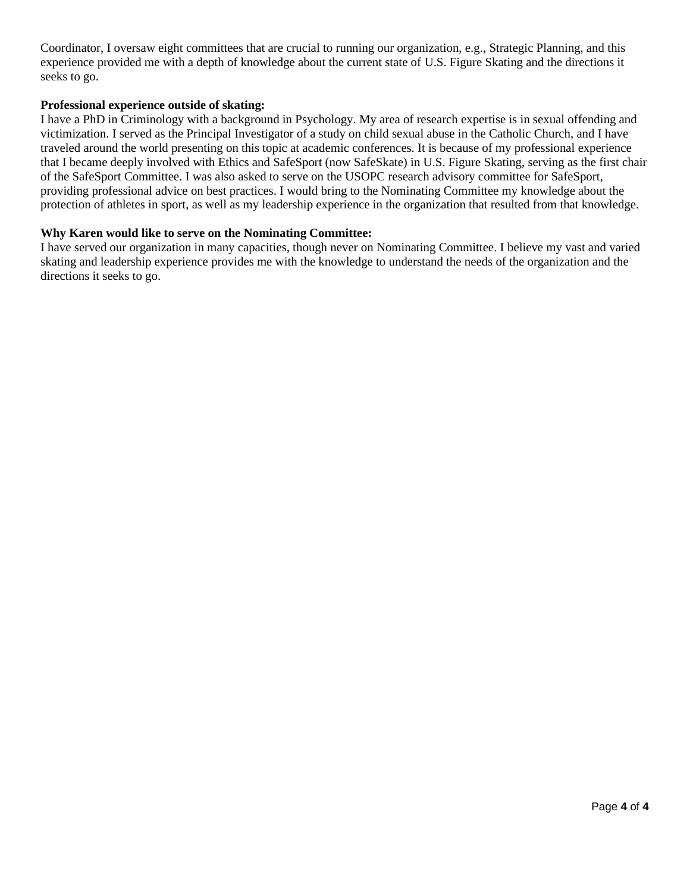Coordinator, I oversaw eight committees that are crucial to running our organization, e.g., Strategic Planning, and this experience provided me with a depth of knowledge about the current state of U.S. Figure Skating and the directions it seeks to go.

**Professional experience outside of skating:**
I have a PhD in Criminology with a background in Psychology. My area of research expertise is in sexual offending and victimization. I served as the Principal Investigator of a study on child sexual abuse in the Catholic Church, and I have traveled around the world presenting on this topic at academic conferences. It is because of my professional experience that I became deeply involved with Ethics and SafeSport (now SafeSkate) in U.S. Figure Skating, serving as the first chair of the SafeSport Committee. I was also asked to serve on the USOPC research advisory committee for SafeSport, providing professional advice on best practices. I would bring to the Nominating Committee my knowledge about the protection of athletes in sport, as well as my leadership experience in the organization that resulted from that knowledge.

**Why Karen would like to serve on the Nominating Committee:**
I have served our organization in many capacities, though never on Nominating Committee. I believe my vast and varied skating and leadership experience provides me with the knowledge to understand the needs of the organization and the directions it seeks to go.